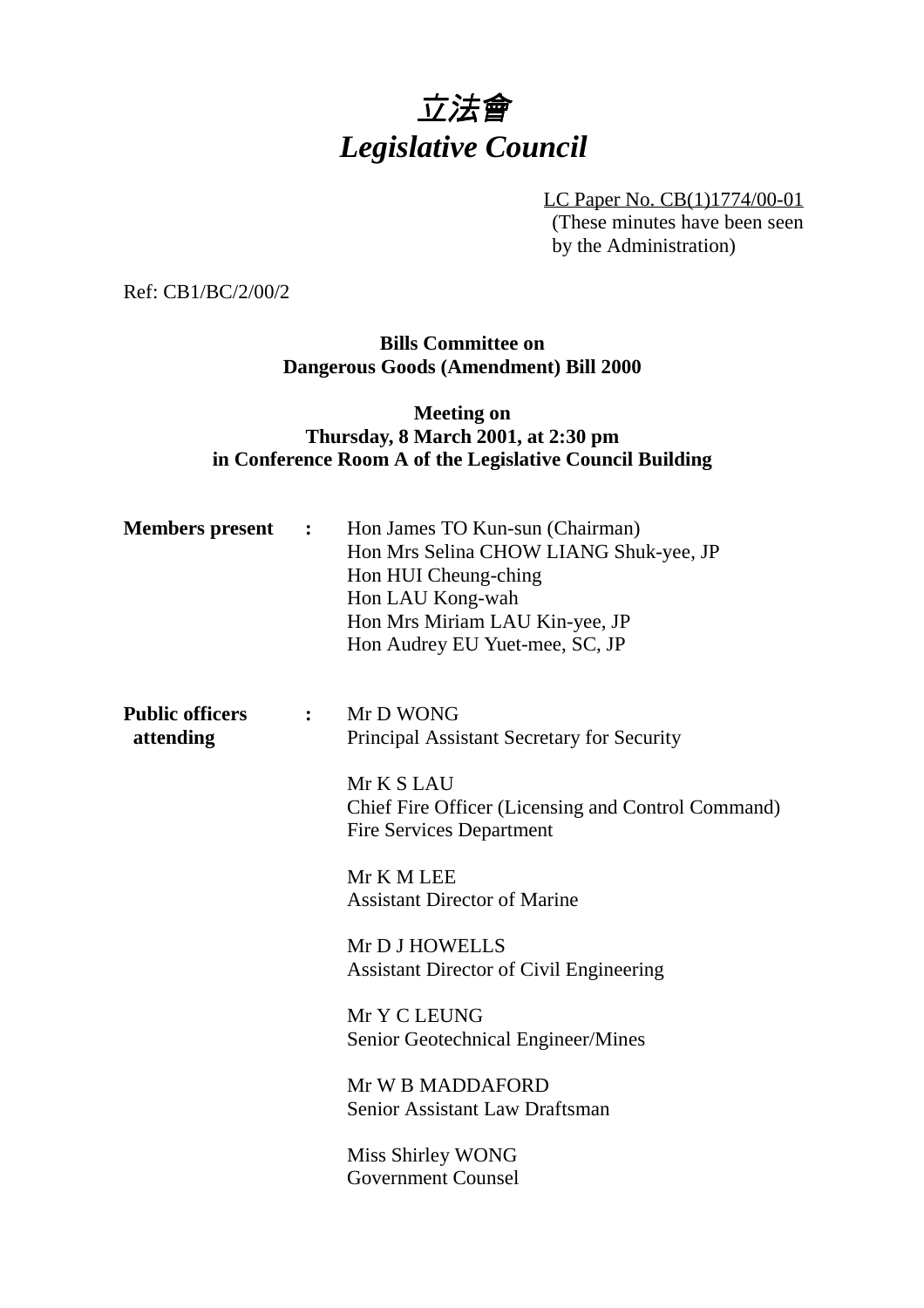# 立法會
# *Legislative Council*

LC Paper No. CB(1)1774/00-01
(These minutes have been seen by the Administration)

Ref: CB1/BC/2/00/2

**Bills Committee on**
**Dangerous Goods (Amendment) Bill 2000**

**Meeting on**
**Thursday, 8 March 2001, at 2:30 pm**
**in Conference Room A of the Legislative Council Building**

**Members present :**

Hon James TO Kun-sun (Chairman)
Hon Mrs Selina CHOW LIANG Shuk-yee, JP
Hon HUI Cheung-ching
Hon LAU Kong-wah
Hon Mrs Miriam LAU Kin-yee, JP
Hon Audrey EU Yuet-mee, SC, JP

**Public officers attending :**

Mr D WONG
Principal Assistant Secretary for Security

Mr K S LAU
Chief Fire Officer (Licensing and Control Command)
Fire Services Department

Mr K M LEE
Assistant Director of Marine

Mr D J HOWELLS
Assistant Director of Civil Engineering

Mr Y C LEUNG
Senior Geotechnical Engineer/Mines

Mr W B MADDAFORD
Senior Assistant Law Draftsman

Miss Shirley WONG
Government Counsel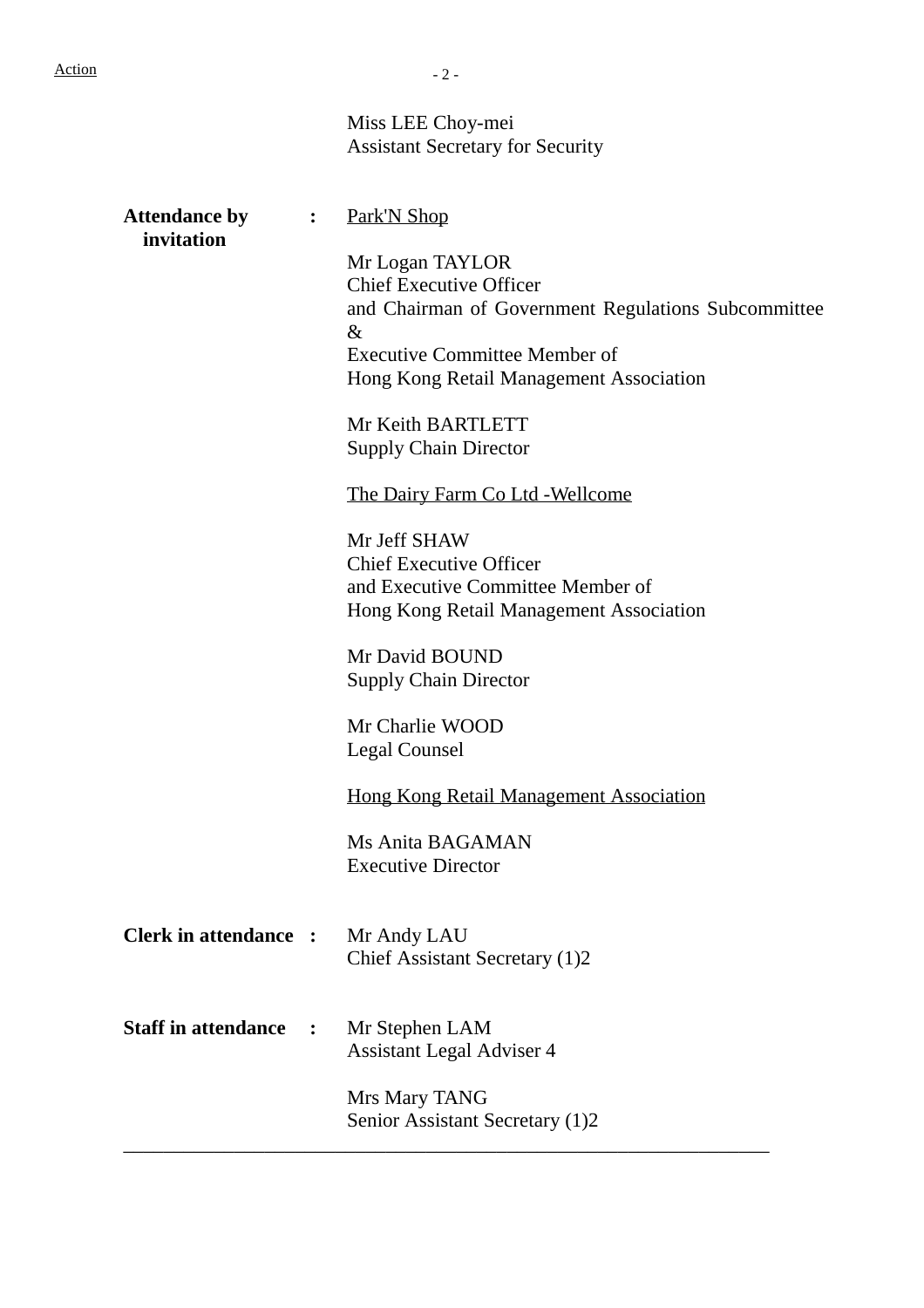Miss LEE Choy-mei
Assistant Secretary for Security

**Attendance by invitation** :

Park'N Shop

Mr Logan TAYLOR
Chief Executive Officer
and Chairman of Government Regulations Subcommittee &
Executive Committee Member of
Hong Kong Retail Management Association

Mr Keith BARTLETT
Supply Chain Director

The Dairy Farm Co Ltd -Wellcome

Mr Jeff SHAW
Chief Executive Officer
and Executive Committee Member of
Hong Kong Retail Management Association

Mr David BOUND
Supply Chain Director

Mr Charlie WOOD
Legal Counsel

Hong Kong Retail Management Association

Ms Anita BAGAMAN
Executive Director

**Clerk in attendance** :

Mr Andy LAU
Chief Assistant Secretary (1)2

**Staff in attendance** :

Mr Stephen LAM
Assistant Legal Adviser 4

Mrs Mary TANG
Senior Assistant Secretary (1)2

---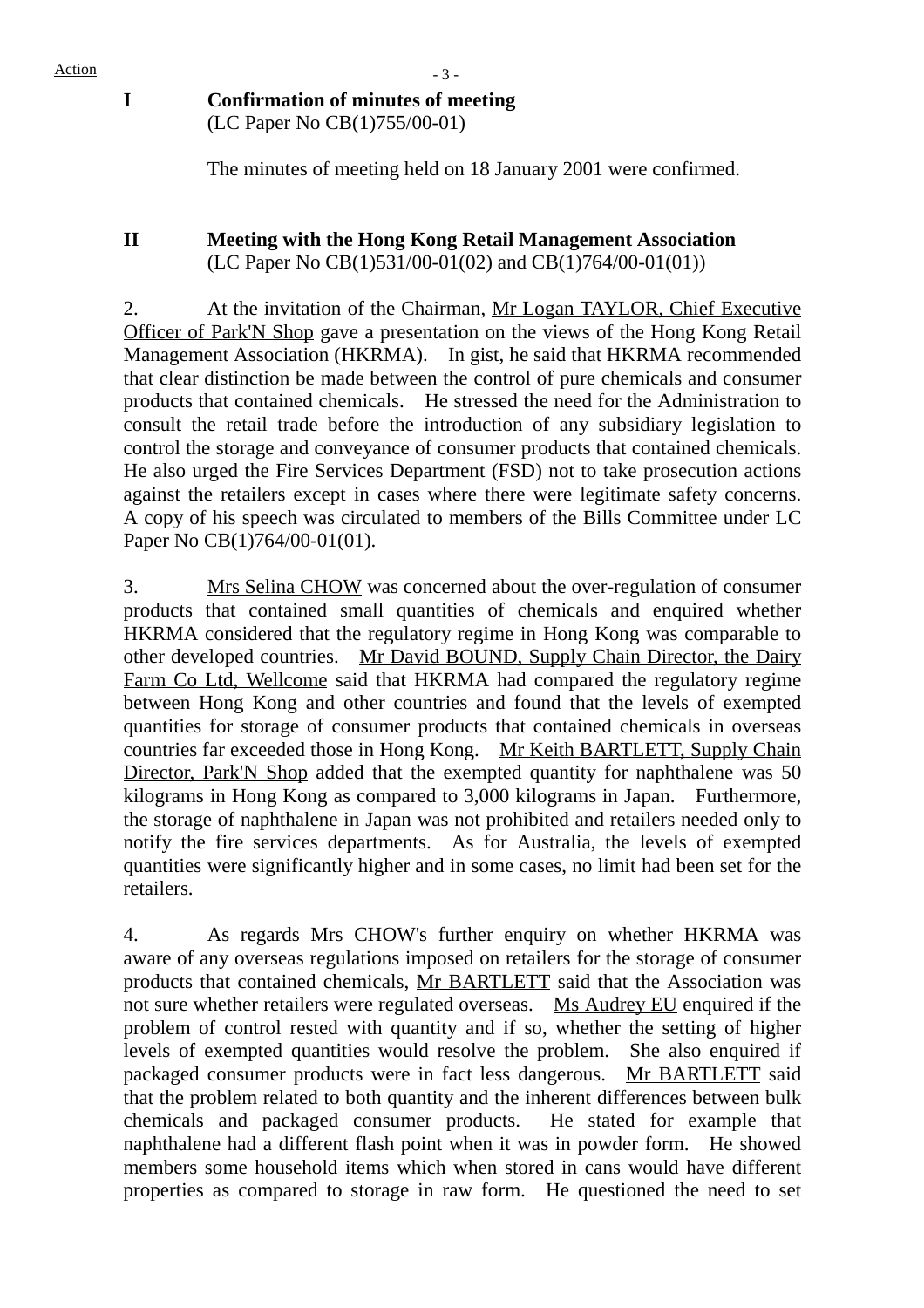Action

**I Confirmation of minutes of meeting**
(LC Paper No CB(1)755/00-01)

The minutes of meeting held on 18 January 2001 were confirmed.

**II Meeting with the Hong Kong Retail Management Association**
(LC Paper No CB(1)531/00-01(02) and CB(1)764/00-01(01))

2. At the invitation of the Chairman, Mr Logan TAYLOR, Chief Executive Officer of Park'N Shop gave a presentation on the views of the Hong Kong Retail Management Association (HKRMA). In gist, he said that HKRMA recommended that clear distinction be made between the control of pure chemicals and consumer products that contained chemicals. He stressed the need for the Administration to consult the retail trade before the introduction of any subsidiary legislation to control the storage and conveyance of consumer products that contained chemicals. He also urged the Fire Services Department (FSD) not to take prosecution actions against the retailers except in cases where there were legitimate safety concerns. A copy of his speech was circulated to members of the Bills Committee under LC Paper No CB(1)764/00-01(01).

3. Mrs Selina CHOW was concerned about the over-regulation of consumer products that contained small quantities of chemicals and enquired whether HKRMA considered that the regulatory regime in Hong Kong was comparable to other developed countries. Mr David BOUND, Supply Chain Director, the Dairy Farm Co Ltd, Wellcome said that HKRMA had compared the regulatory regime between Hong Kong and other countries and found that the levels of exempted quantities for storage of consumer products that contained chemicals in overseas countries far exceeded those in Hong Kong. Mr Keith BARTLETT, Supply Chain Director, Park'N Shop added that the exempted quantity for naphthalene was 50 kilograms in Hong Kong as compared to 3,000 kilograms in Japan. Furthermore, the storage of naphthalene in Japan was not prohibited and retailers needed only to notify the fire services departments. As for Australia, the levels of exempted quantities were significantly higher and in some cases, no limit had been set for the retailers.

4. As regards Mrs CHOW's further enquiry on whether HKRMA was aware of any overseas regulations imposed on retailers for the storage of consumer products that contained chemicals, Mr BARTLETT said that the Association was not sure whether retailers were regulated overseas. Ms Audrey EU enquired if the problem of control rested with quantity and if so, whether the setting of higher levels of exempted quantities would resolve the problem. She also enquired if packaged consumer products were in fact less dangerous. Mr BARTLETT said that the problem related to both quantity and the inherent differences between bulk chemicals and packaged consumer products. He stated for example that naphthalene had a different flash point when it was in powder form. He showed members some household items which when stored in cans would have different properties as compared to storage in raw form. He questioned the need to set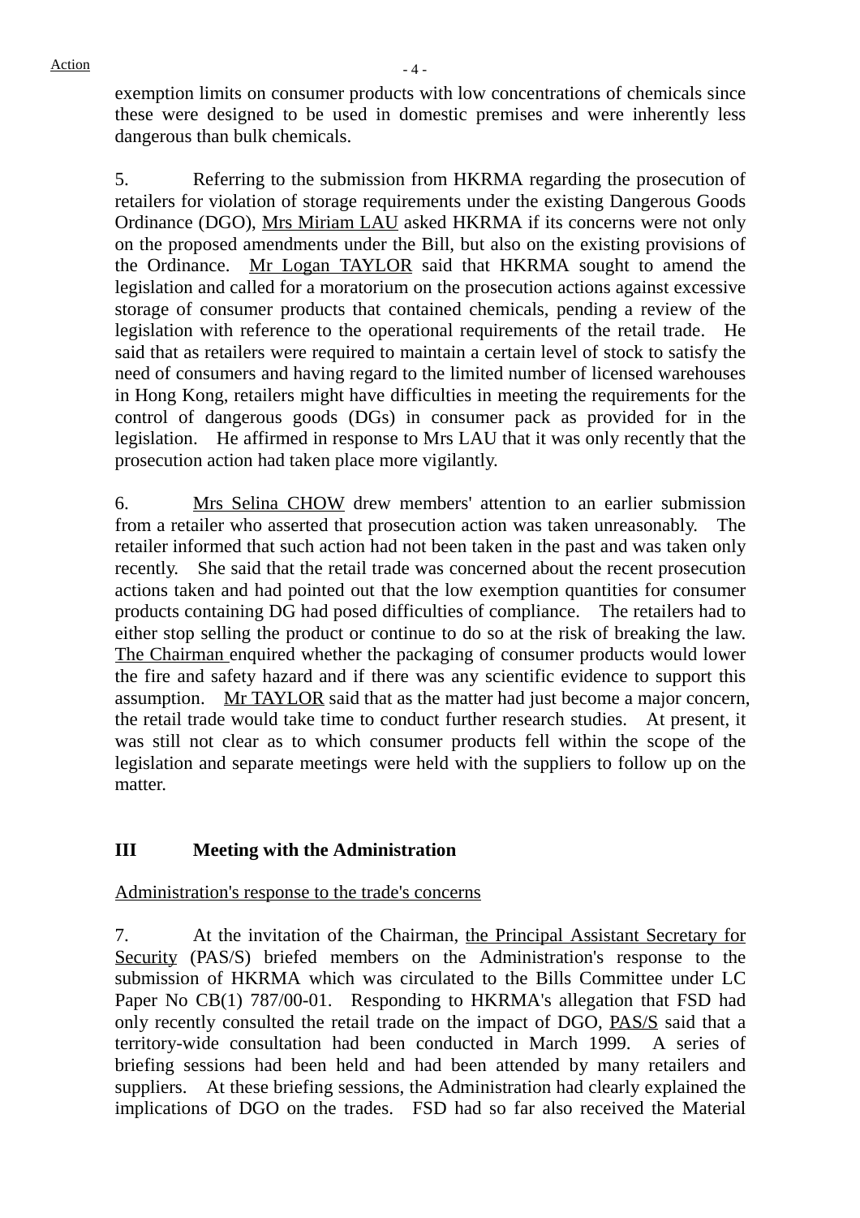exemption limits on consumer products with low concentrations of chemicals since these were designed to be used in domestic premises and were inherently less dangerous than bulk chemicals.

5. Referring to the submission from HKRMA regarding the prosecution of retailers for violation of storage requirements under the existing Dangerous Goods Ordinance (DGO), Mrs Miriam LAU asked HKRMA if its concerns were not only on the proposed amendments under the Bill, but also on the existing provisions of the Ordinance. Mr Logan TAYLOR said that HKRMA sought to amend the legislation and called for a moratorium on the prosecution actions against excessive storage of consumer products that contained chemicals, pending a review of the legislation with reference to the operational requirements of the retail trade. He said that as retailers were required to maintain a certain level of stock to satisfy the need of consumers and having regard to the limited number of licensed warehouses in Hong Kong, retailers might have difficulties in meeting the requirements for the control of dangerous goods (DGs) in consumer pack as provided for in the legislation. He affirmed in response to Mrs LAU that it was only recently that the prosecution action had taken place more vigilantly.

6. Mrs Selina CHOW drew members' attention to an earlier submission from a retailer who asserted that prosecution action was taken unreasonably. The retailer informed that such action had not been taken in the past and was taken only recently. She said that the retail trade was concerned about the recent prosecution actions taken and had pointed out that the low exemption quantities for consumer products containing DG had posed difficulties of compliance. The retailers had to either stop selling the product or continue to do so at the risk of breaking the law. The Chairman enquired whether the packaging of consumer products would lower the fire and safety hazard and if there was any scientific evidence to support this assumption. Mr TAYLOR said that as the matter had just become a major concern, the retail trade would take time to conduct further research studies. At present, it was still not clear as to which consumer products fell within the scope of the legislation and separate meetings were held with the suppliers to follow up on the matter.

## III Meeting with the Administration

Administration's response to the trade's concerns

7. At the invitation of the Chairman, the Principal Assistant Secretary for Security (PAS/S) briefed members on the Administration's response to the submission of HKRMA which was circulated to the Bills Committee under LC Paper No CB(1) 787/00-01. Responding to HKRMA's allegation that FSD had only recently consulted the retail trade on the impact of DGO, PAS/S said that a territory-wide consultation had been conducted in March 1999. A series of briefing sessions had been held and had been attended by many retailers and suppliers. At these briefing sessions, the Administration had clearly explained the implications of DGO on the trades. FSD had so far also received the Material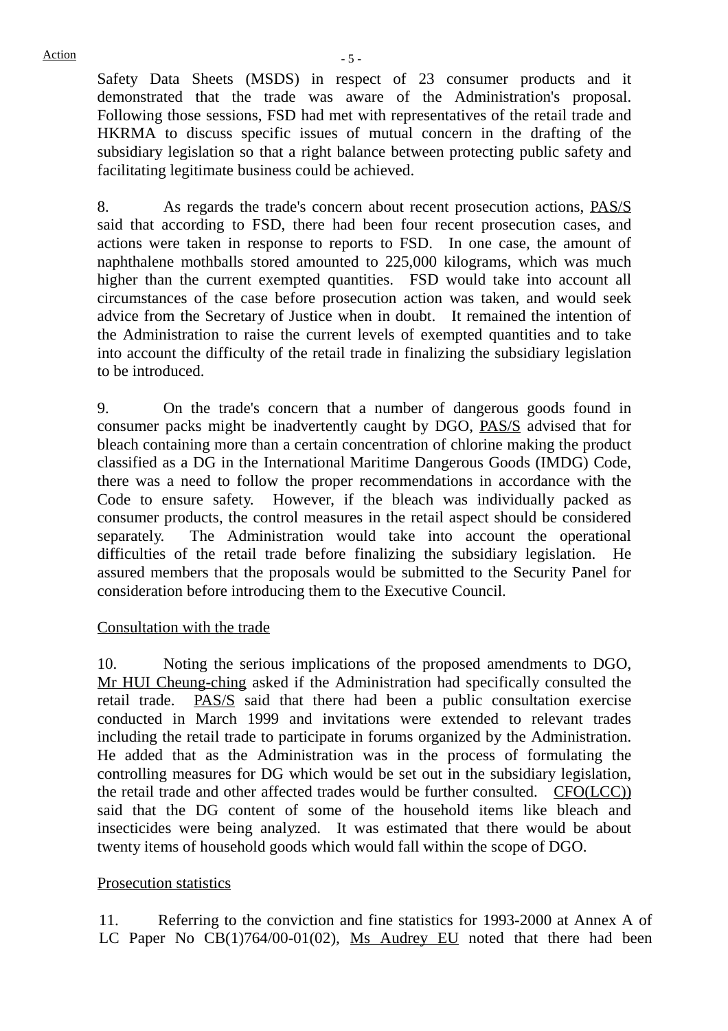Safety Data Sheets (MSDS) in respect of 23 consumer products and it demonstrated that the trade was aware of the Administration's proposal. Following those sessions, FSD had met with representatives of the retail trade and HKRMA to discuss specific issues of mutual concern in the drafting of the subsidiary legislation so that a right balance between protecting public safety and facilitating legitimate business could be achieved.

8. As regards the trade's concern about recent prosecution actions, PAS/S said that according to FSD, there had been four recent prosecution cases, and actions were taken in response to reports to FSD. In one case, the amount of naphthalene mothballs stored amounted to 225,000 kilograms, which was much higher than the current exempted quantities. FSD would take into account all circumstances of the case before prosecution action was taken, and would seek advice from the Secretary of Justice when in doubt. It remained the intention of the Administration to raise the current levels of exempted quantities and to take into account the difficulty of the retail trade in finalizing the subsidiary legislation to be introduced.

9. On the trade's concern that a number of dangerous goods found in consumer packs might be inadvertently caught by DGO, PAS/S advised that for bleach containing more than a certain concentration of chlorine making the product classified as a DG in the International Maritime Dangerous Goods (IMDG) Code, there was a need to follow the proper recommendations in accordance with the Code to ensure safety. However, if the bleach was individually packed as consumer products, the control measures in the retail aspect should be considered separately. The Administration would take into account the operational difficulties of the retail trade before finalizing the subsidiary legislation. He assured members that the proposals would be submitted to the Security Panel for consideration before introducing them to the Executive Council.

Consultation with the trade

10. Noting the serious implications of the proposed amendments to DGO, Mr HUI Cheung-ching asked if the Administration had specifically consulted the retail trade. PAS/S said that there had been a public consultation exercise conducted in March 1999 and invitations were extended to relevant trades including the retail trade to participate in forums organized by the Administration. He added that as the Administration was in the process of formulating the controlling measures for DG which would be set out in the subsidiary legislation, the retail trade and other affected trades would be further consulted. CFO(LCC)) said that the DG content of some of the household items like bleach and insecticides were being analyzed. It was estimated that there would be about twenty items of household goods which would fall within the scope of DGO.

Prosecution statistics

11. Referring to the conviction and fine statistics for 1993-2000 at Annex A of LC Paper No CB(1)764/00-01(02), Ms Audrey EU noted that there had been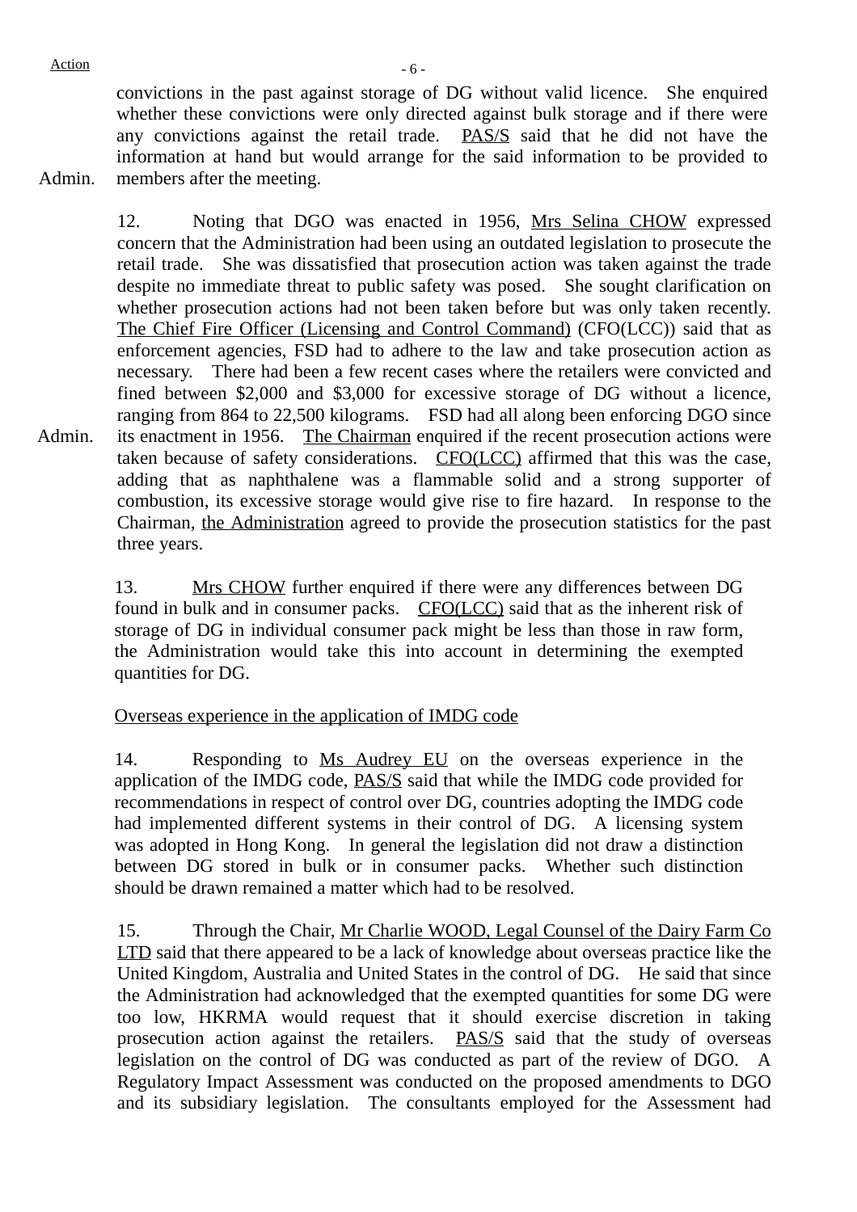Action

convictions in the past against storage of DG without valid licence. She enquired whether these convictions were only directed against bulk storage and if there were any convictions against the retail trade. PAS/S said that he did not have the information at hand but would arrange for the said information to be provided to members after the meeting.

Admin.

12. Noting that DGO was enacted in 1956, Mrs Selina CHOW expressed concern that the Administration had been using an outdated legislation to prosecute the retail trade. She was dissatisfied that prosecution action was taken against the trade despite no immediate threat to public safety was posed. She sought clarification on whether prosecution actions had not been taken before but was only taken recently. The Chief Fire Officer (Licensing and Control Command) (CFO(LCC)) said that as enforcement agencies, FSD had to adhere to the law and take prosecution action as necessary. There had been a few recent cases where the retailers were convicted and fined between $2,000 and $3,000 for excessive storage of DG without a licence, ranging from 864 to 22,500 kilograms. FSD had all along been enforcing DGO since its enactment in 1956. The Chairman enquired if the recent prosecution actions were taken because of safety considerations. CFO(LCC) affirmed that this was the case, adding that as naphthalene was a flammable solid and a strong supporter of combustion, its excessive storage would give rise to fire hazard. In response to the Chairman, the Administration agreed to provide the prosecution statistics for the past three years.

Admin.

13. Mrs CHOW further enquired if there were any differences between DG found in bulk and in consumer packs. CFO(LCC) said that as the inherent risk of storage of DG in individual consumer pack might be less than those in raw form, the Administration would take this into account in determining the exempted quantities for DG.

Overseas experience in the application of IMDG code

14. Responding to Ms Audrey EU on the overseas experience in the application of the IMDG code, PAS/S said that while the IMDG code provided for recommendations in respect of control over DG, countries adopting the IMDG code had implemented different systems in their control of DG. A licensing system was adopted in Hong Kong. In general the legislation did not draw a distinction between DG stored in bulk or in consumer packs. Whether such distinction should be drawn remained a matter which had to be resolved.

15. Through the Chair, Mr Charlie WOOD, Legal Counsel of the Dairy Farm Co LTD said that there appeared to be a lack of knowledge about overseas practice like the United Kingdom, Australia and United States in the control of DG. He said that since the Administration had acknowledged that the exempted quantities for some DG were too low, HKRMA would request that it should exercise discretion in taking prosecution action against the retailers. PAS/S said that the study of overseas legislation on the control of DG was conducted as part of the review of DGO. A Regulatory Impact Assessment was conducted on the proposed amendments to DGO and its subsidiary legislation. The consultants employed for the Assessment had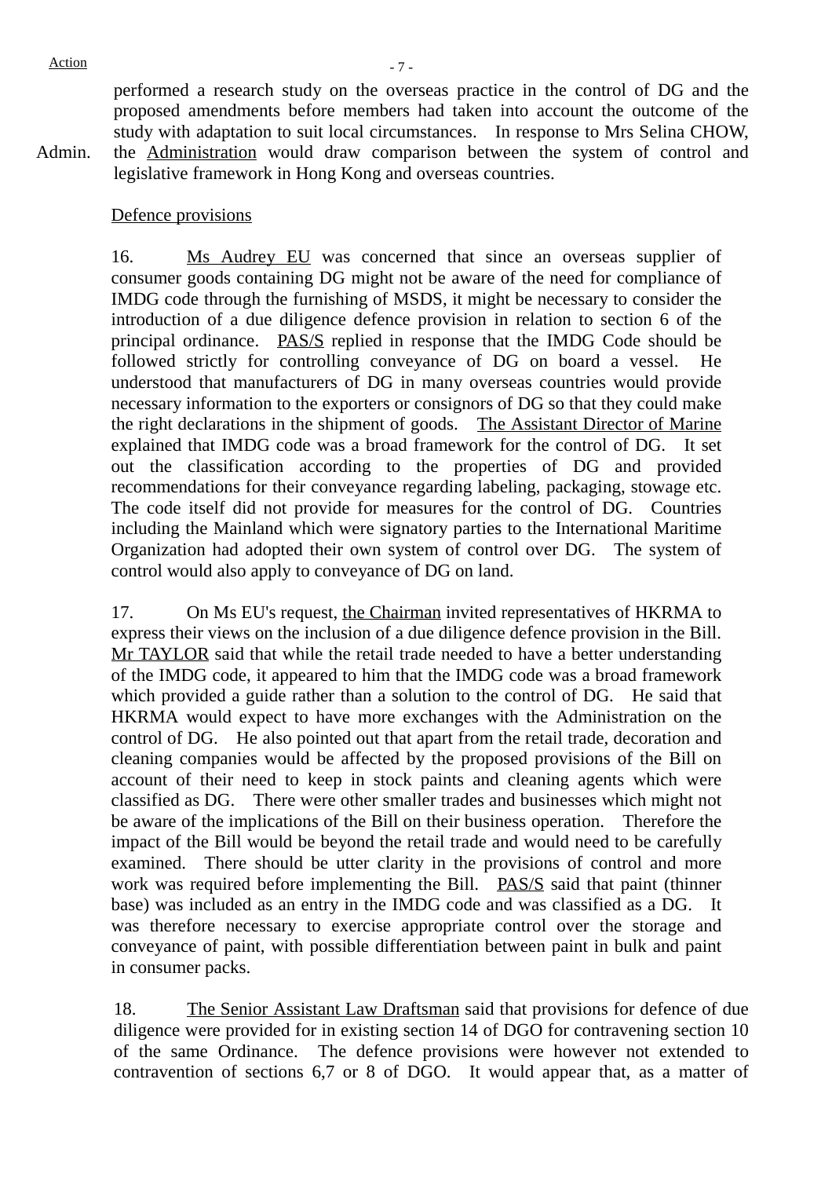performed a research study on the overseas practice in the control of DG and the proposed amendments before members had taken into account the outcome of the study with adaptation to suit local circumstances. In response to Mrs Selina CHOW, the Administration would draw comparison between the system of control and legislative framework in Hong Kong and overseas countries.

Admin.

Defence provisions

16. Ms Audrey EU was concerned that since an overseas supplier of consumer goods containing DG might not be aware of the need for compliance of IMDG code through the furnishing of MSDS, it might be necessary to consider the introduction of a due diligence defence provision in relation to section 6 of the principal ordinance. PAS/S replied in response that the IMDG Code should be followed strictly for controlling conveyance of DG on board a vessel. He understood that manufacturers of DG in many overseas countries would provide necessary information to the exporters or consignors of DG so that they could make the right declarations in the shipment of goods. The Assistant Director of Marine explained that IMDG code was a broad framework for the control of DG. It set out the classification according to the properties of DG and provided recommendations for their conveyance regarding labeling, packaging, stowage etc. The code itself did not provide for measures for the control of DG. Countries including the Mainland which were signatory parties to the International Maritime Organization had adopted their own system of control over DG. The system of control would also apply to conveyance of DG on land.

17. On Ms EU's request, the Chairman invited representatives of HKRMA to express their views on the inclusion of a due diligence defence provision in the Bill. Mr TAYLOR said that while the retail trade needed to have a better understanding of the IMDG code, it appeared to him that the IMDG code was a broad framework which provided a guide rather than a solution to the control of DG. He said that HKRMA would expect to have more exchanges with the Administration on the control of DG. He also pointed out that apart from the retail trade, decoration and cleaning companies would be affected by the proposed provisions of the Bill on account of their need to keep in stock paints and cleaning agents which were classified as DG. There were other smaller trades and businesses which might not be aware of the implications of the Bill on their business operation. Therefore the impact of the Bill would be beyond the retail trade and would need to be carefully examined. There should be utter clarity in the provisions of control and more work was required before implementing the Bill. PAS/S said that paint (thinner base) was included as an entry in the IMDG code and was classified as a DG. It was therefore necessary to exercise appropriate control over the storage and conveyance of paint, with possible differentiation between paint in bulk and paint in consumer packs.

18. The Senior Assistant Law Draftsman said that provisions for defence of due diligence were provided for in existing section 14 of DGO for contravening section 10 of the same Ordinance. The defence provisions were however not extended to contravention of sections 6,7 or 8 of DGO. It would appear that, as a matter of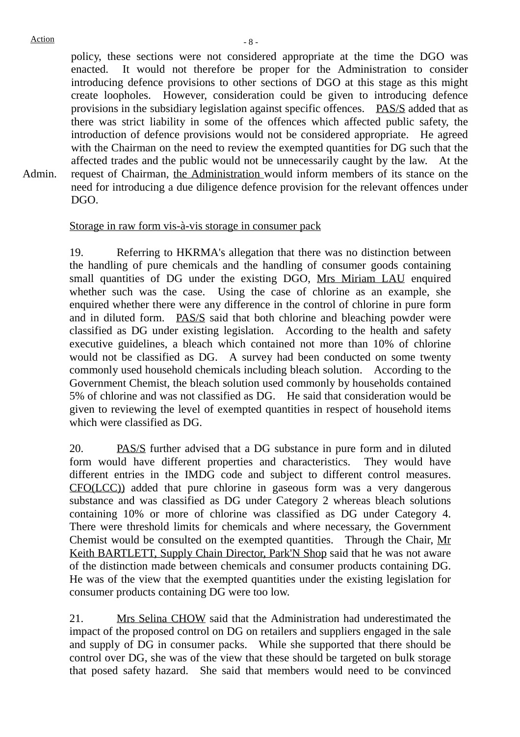policy, these sections were not considered appropriate at the time the DGO was enacted. It would not therefore be proper for the Administration to consider introducing defence provisions to other sections of DGO at this stage as this might create loopholes. However, consideration could be given to introducing defence provisions in the subsidiary legislation against specific offences. PAS/S added that as there was strict liability in some of the offences which affected public safety, the introduction of defence provisions would not be considered appropriate. He agreed with the Chairman on the need to review the exempted quantities for DG such that the affected trades and the public would not be unnecessarily caught by the law. At the request of Chairman, the Administration would inform members of its stance on the need for introducing a due diligence defence provision for the relevant offences under DGO.

Admin.

Storage in raw form vis-à-vis storage in consumer pack

19. Referring to HKRMA's allegation that there was no distinction between the handling of pure chemicals and the handling of consumer goods containing small quantities of DG under the existing DGO, Mrs Miriam LAU enquired whether such was the case. Using the case of chlorine as an example, she enquired whether there were any difference in the control of chlorine in pure form and in diluted form. PAS/S said that both chlorine and bleaching powder were classified as DG under existing legislation. According to the health and safety executive guidelines, a bleach which contained not more than 10% of chlorine would not be classified as DG. A survey had been conducted on some twenty commonly used household chemicals including bleach solution. According to the Government Chemist, the bleach solution used commonly by households contained 5% of chlorine and was not classified as DG. He said that consideration would be given to reviewing the level of exempted quantities in respect of household items which were classified as DG.

20. PAS/S further advised that a DG substance in pure form and in diluted form would have different properties and characteristics. They would have different entries in the IMDG code and subject to different control measures. CFO(LCC)) added that pure chlorine in gaseous form was a very dangerous substance and was classified as DG under Category 2 whereas bleach solutions containing 10% or more of chlorine was classified as DG under Category 4. There were threshold limits for chemicals and where necessary, the Government Chemist would be consulted on the exempted quantities. Through the Chair, Mr Keith BARTLETT, Supply Chain Director, Park'N Shop said that he was not aware of the distinction made between chemicals and consumer products containing DG. He was of the view that the exempted quantities under the existing legislation for consumer products containing DG were too low.

21. Mrs Selina CHOW said that the Administration had underestimated the impact of the proposed control on DG on retailers and suppliers engaged in the sale and supply of DG in consumer packs. While she supported that there should be control over DG, she was of the view that these should be targeted on bulk storage that posed safety hazard. She said that members would need to be convinced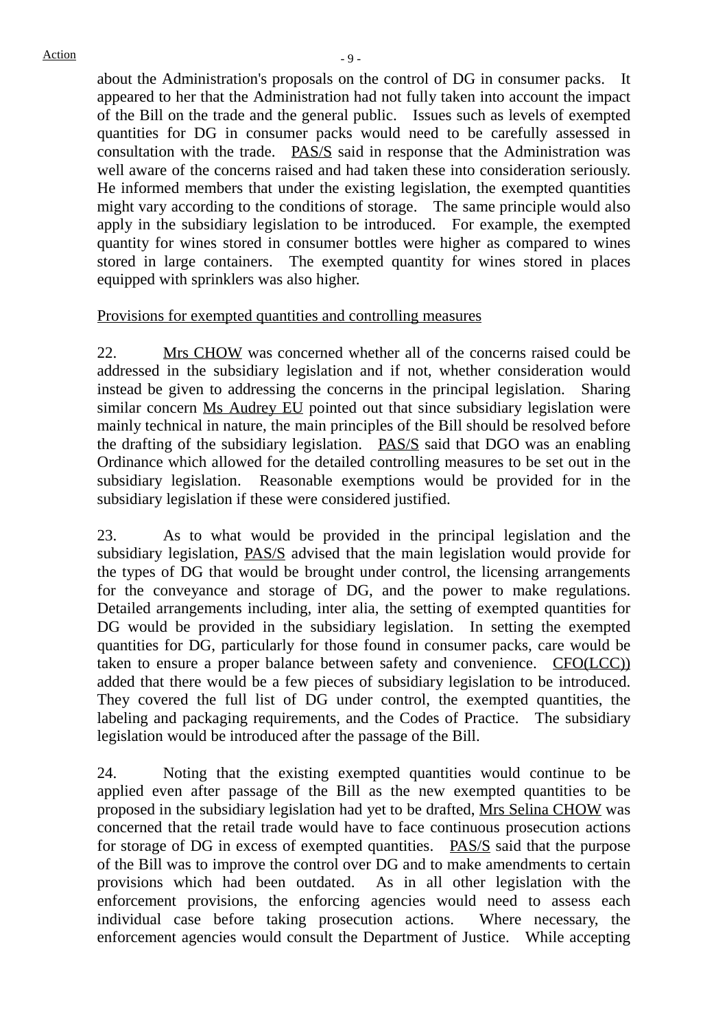about the Administration's proposals on the control of DG in consumer packs. It appeared to her that the Administration had not fully taken into account the impact of the Bill on the trade and the general public. Issues such as levels of exempted quantities for DG in consumer packs would need to be carefully assessed in consultation with the trade. PAS/S said in response that the Administration was well aware of the concerns raised and had taken these into consideration seriously. He informed members that under the existing legislation, the exempted quantities might vary according to the conditions of storage. The same principle would also apply in the subsidiary legislation to be introduced. For example, the exempted quantity for wines stored in consumer bottles were higher as compared to wines stored in large containers. The exempted quantity for wines stored in places equipped with sprinklers was also higher.

Provisions for exempted quantities and controlling measures

22. Mrs CHOW was concerned whether all of the concerns raised could be addressed in the subsidiary legislation and if not, whether consideration would instead be given to addressing the concerns in the principal legislation. Sharing similar concern Ms Audrey EU pointed out that since subsidiary legislation were mainly technical in nature, the main principles of the Bill should be resolved before the drafting of the subsidiary legislation. PAS/S said that DGO was an enabling Ordinance which allowed for the detailed controlling measures to be set out in the subsidiary legislation. Reasonable exemptions would be provided for in the subsidiary legislation if these were considered justified.

23. As to what would be provided in the principal legislation and the subsidiary legislation, PAS/S advised that the main legislation would provide for the types of DG that would be brought under control, the licensing arrangements for the conveyance and storage of DG, and the power to make regulations. Detailed arrangements including, inter alia, the setting of exempted quantities for DG would be provided in the subsidiary legislation. In setting the exempted quantities for DG, particularly for those found in consumer packs, care would be taken to ensure a proper balance between safety and convenience. CFO(LCC)) added that there would be a few pieces of subsidiary legislation to be introduced. They covered the full list of DG under control, the exempted quantities, the labeling and packaging requirements, and the Codes of Practice. The subsidiary legislation would be introduced after the passage of the Bill.

24. Noting that the existing exempted quantities would continue to be applied even after passage of the Bill as the new exempted quantities to be proposed in the subsidiary legislation had yet to be drafted, Mrs Selina CHOW was concerned that the retail trade would have to face continuous prosecution actions for storage of DG in excess of exempted quantities. PAS/S said that the purpose of the Bill was to improve the control over DG and to make amendments to certain provisions which had been outdated. As in all other legislation with the enforcement provisions, the enforcing agencies would need to assess each individual case before taking prosecution actions. Where necessary, the enforcement agencies would consult the Department of Justice. While accepting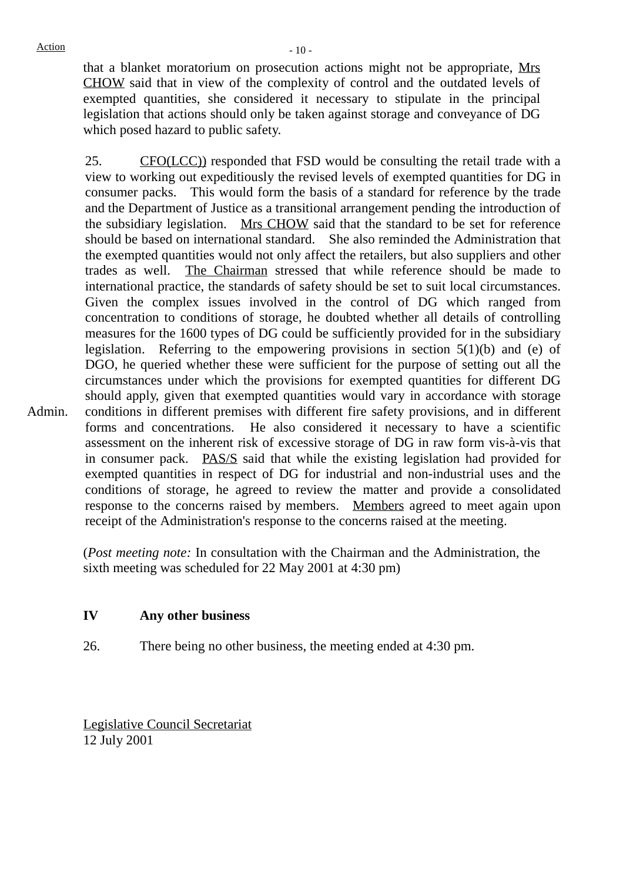Action

that a blanket moratorium on prosecution actions might not be appropriate, Mrs CHOW said that in view of the complexity of control and the outdated levels of exempted quantities, she considered it necessary to stipulate in the principal legislation that actions should only be taken against storage and conveyance of DG which posed hazard to public safety.

25. CFO(LCC)) responded that FSD would be consulting the retail trade with a view to working out expeditiously the revised levels of exempted quantities for DG in consumer packs. This would form the basis of a standard for reference by the trade and the Department of Justice as a transitional arrangement pending the introduction of the subsidiary legislation. Mrs CHOW said that the standard to be set for reference should be based on international standard. She also reminded the Administration that the exempted quantities would not only affect the retailers, but also suppliers and other trades as well. The Chairman stressed that while reference should be made to international practice, the standards of safety should be set to suit local circumstances. Given the complex issues involved in the control of DG which ranged from concentration to conditions of storage, he doubted whether all details of controlling measures for the 1600 types of DG could be sufficiently provided for in the subsidiary legislation. Referring to the empowering provisions in section 5(1)(b) and (e) of DGO, he queried whether these were sufficient for the purpose of setting out all the circumstances under which the provisions for exempted quantities for different DG should apply, given that exempted quantities would vary in accordance with storage conditions in different premises with different fire safety provisions, and in different forms and concentrations. He also considered it necessary to have a scientific assessment on the inherent risk of excessive storage of DG in raw form vis-à-vis that in consumer pack. PAS/S said that while the existing legislation had provided for exempted quantities in respect of DG for industrial and non-industrial uses and the conditions of storage, he agreed to review the matter and provide a consolidated response to the concerns raised by members. Members agreed to meet again upon receipt of the Administration's response to the concerns raised at the meeting.

Admin.

(*Post meeting note:* In consultation with the Chairman and the Administration, the sixth meeting was scheduled for 22 May 2001 at 4:30 pm)

## IV Any other business

26. There being no other business, the meeting ended at 4:30 pm.

Legislative Council Secretariat
12 July 2001